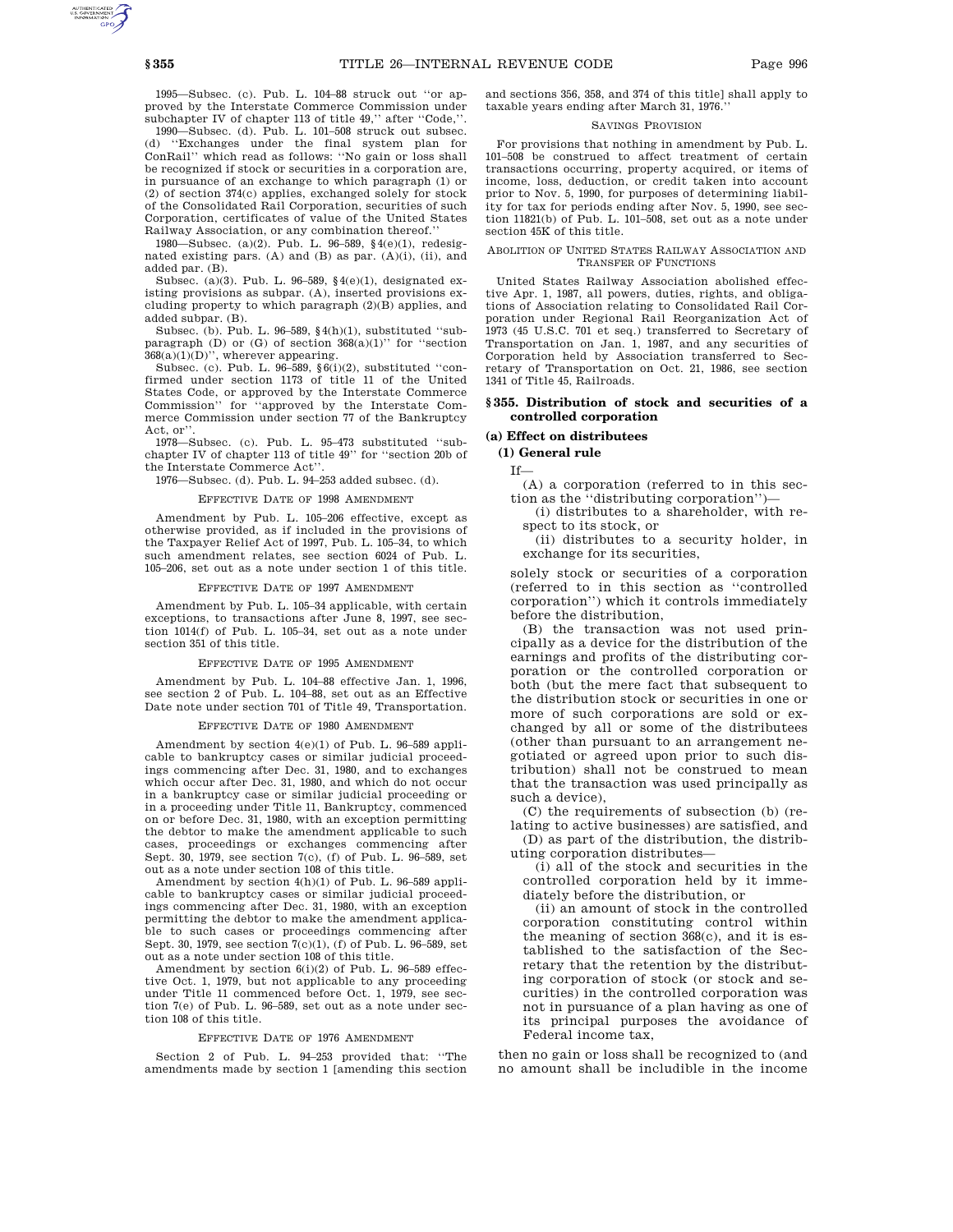1995—Subsec. (c). Pub. L. 104–88 struck out ''or approved by the Interstate Commerce Commission under subchapter IV of chapter 113 of title 49,'' after ''Code,''.

1990—Subsec. (d). Pub. L. 101–508 struck out subsec. (d) ''Exchanges under the final system plan for ConRail'' which read as follows: ''No gain or loss shall be recognized if stock or securities in a corporation are, in pursuance of an exchange to which paragraph (1) or (2) of section 374(c) applies, exchanged solely for stock of the Consolidated Rail Corporation, securities of such Corporation, certificates of value of the United States Railway Association, or any combination thereof.''

1980—Subsec. (a)(2). Pub. L. 96–589, §4(e)(1), redesignated existing pars. (A) and (B) as par. (A)(i), (ii), and added par. (B).

Subsec. (a)(3). Pub. L. 96–589, §4(e)(1), designated existing provisions as subpar. (A), inserted provisions excluding property to which paragraph (2)(B) applies, and added subpar. (B).

Subsec. (b). Pub. L. 96–589, §4(h)(1), substituted ''subparagraph (D) or (G) of section 368(a)(1)'' for ''section 368(a)(1)(D)'', wherever appearing.

Subsec. (c). Pub. L. 96–589, §6(i)(2), substituted ''confirmed under section 1173 of title 11 of the United States Code, or approved by the Interstate Commerce Commission'' for ''approved by the Interstate Commerce Commission under section 77 of the Bankruptcy Act, or''.

1978—Subsec. (c). Pub. L. 95–473 substituted ''subchapter IV of chapter 113 of title 49'' for ''section 20b of the Interstate Commerce Act''.

1976—Subsec. (d). Pub. L. 94–253 added subsec. (d).

EFFECTIVE DATE OF 1998 AMENDMENT

Amendment by Pub. L. 105–206 effective, except as otherwise provided, as if included in the provisions of the Taxpayer Relief Act of 1997, Pub. L. 105–34, to which such amendment relates, see section 6024 of Pub. L. 105–206, set out as a note under section 1 of this title.

EFFECTIVE DATE OF 1997 AMENDMENT

Amendment by Pub. L. 105–34 applicable, with certain exceptions, to transactions after June 8, 1997, see section 1014(f) of Pub. L. 105–34, set out as a note under section 351 of this title.

EFFECTIVE DATE OF 1995 AMENDMENT

Amendment by Pub. L. 104–88 effective Jan. 1, 1996, see section 2 of Pub. L. 104–88, set out as an Effective Date note under section 701 of Title 49, Transportation.

EFFECTIVE DATE OF 1980 AMENDMENT

Amendment by section 4(e)(1) of Pub. L. 96–589 applicable to bankruptcy cases or similar judicial proceedings commencing after Dec. 31, 1980, and to exchanges which occur after Dec. 31, 1980, and which do not occur in a bankruptcy case or similar judicial proceeding or in a proceeding under Title 11, Bankruptcy, commenced on or before Dec. 31, 1980, with an exception permitting the debtor to make the amendment applicable to such cases, proceedings or exchanges commencing after Sept. 30, 1979, see section 7(c), (f) of Pub. L. 96–589, set out as a note under section 108 of this title.

Amendment by section 4(h)(1) of Pub. L. 96–589 applicable to bankruptcy cases or similar judicial proceedings commencing after Dec. 31, 1980, with an exception permitting the debtor to make the amendment applicable to such cases or proceedings commencing after Sept. 30, 1979, see section 7(c)(1), (f) of Pub. L. 96–589, set out as a note under section 108 of this title.

Amendment by section 6(i)(2) of Pub. L. 96–589 effective Oct. 1, 1979, but not applicable to any proceeding under Title 11 commenced before Oct. 1, 1979, see section 7(e) of Pub. L. 96–589, set out as a note under section 108 of this title.

EFFECTIVE DATE OF 1976 AMENDMENT

Section 2 of Pub. L. 94–253 provided that: ''The amendments made by section 1 [amending this section and sections 356, 358, and 374 of this title] shall apply to taxable years ending after March 31, 1976.''

SAVINGS PROVISION

For provisions that nothing in amendment by Pub. L. 101–508 be construed to affect treatment of certain transactions occurring, property acquired, or items of income, loss, deduction, or credit taken into account prior to Nov. 5, 1990, for purposes of determining liability for tax for periods ending after Nov. 5, 1990, see section 11821(b) of Pub. L. 101–508, set out as a note under section 45K of this title.

ABOLITION OF UNITED STATES RAILWAY ASSOCIATION AND TRANSFER OF FUNCTIONS

United States Railway Association abolished effective Apr. 1, 1987, all powers, duties, rights, and obligations of Association relating to Consolidated Rail Corporation under Regional Rail Reorganization Act of 1973 (45 U.S.C. 701 et seq.) transferred to Secretary of Transportation on Jan. 1, 1987, and any securities of Corporation held by Association transferred to Secretary of Transportation on Oct. 21, 1986, see section 1341 of Title 45, Railroads.

## §355. Distribution of stock and securities of a controlled corporation

### (a) Effect on distributees

#### (1) General rule

If—

(A) a corporation (referred to in this section as the ''distributing corporation'')—

(i) distributes to a shareholder, with respect to its stock, or

(ii) distributes to a security holder, in exchange for its securities,

solely stock or securities of a corporation (referred to in this section as ''controlled corporation'') which it controls immediately before the distribution,

(B) the transaction was not used principally as a device for the distribution of the earnings and profits of the distributing corporation or the controlled corporation or both (but the mere fact that subsequent to the distribution stock or securities in one or more of such corporations are sold or exchanged by all or some of the distributees (other than pursuant to an arrangement negotiated or agreed upon prior to such distribution) shall not be construed to mean that the transaction was used principally as such a device),

(C) the requirements of subsection (b) (relating to active businesses) are satisfied, and

(D) as part of the distribution, the distributing corporation distributes—

(i) all of the stock and securities in the controlled corporation held by it immediately before the distribution, or

(ii) an amount of stock in the controlled corporation constituting control within the meaning of section 368(c), and it is established to the satisfaction of the Secretary that the retention by the distributing corporation of stock (or stock and securities) in the controlled corporation was not in pursuance of a plan having as one of its principal purposes the avoidance of Federal income tax,

then no gain or loss shall be recognized to (and no amount shall be includible in the income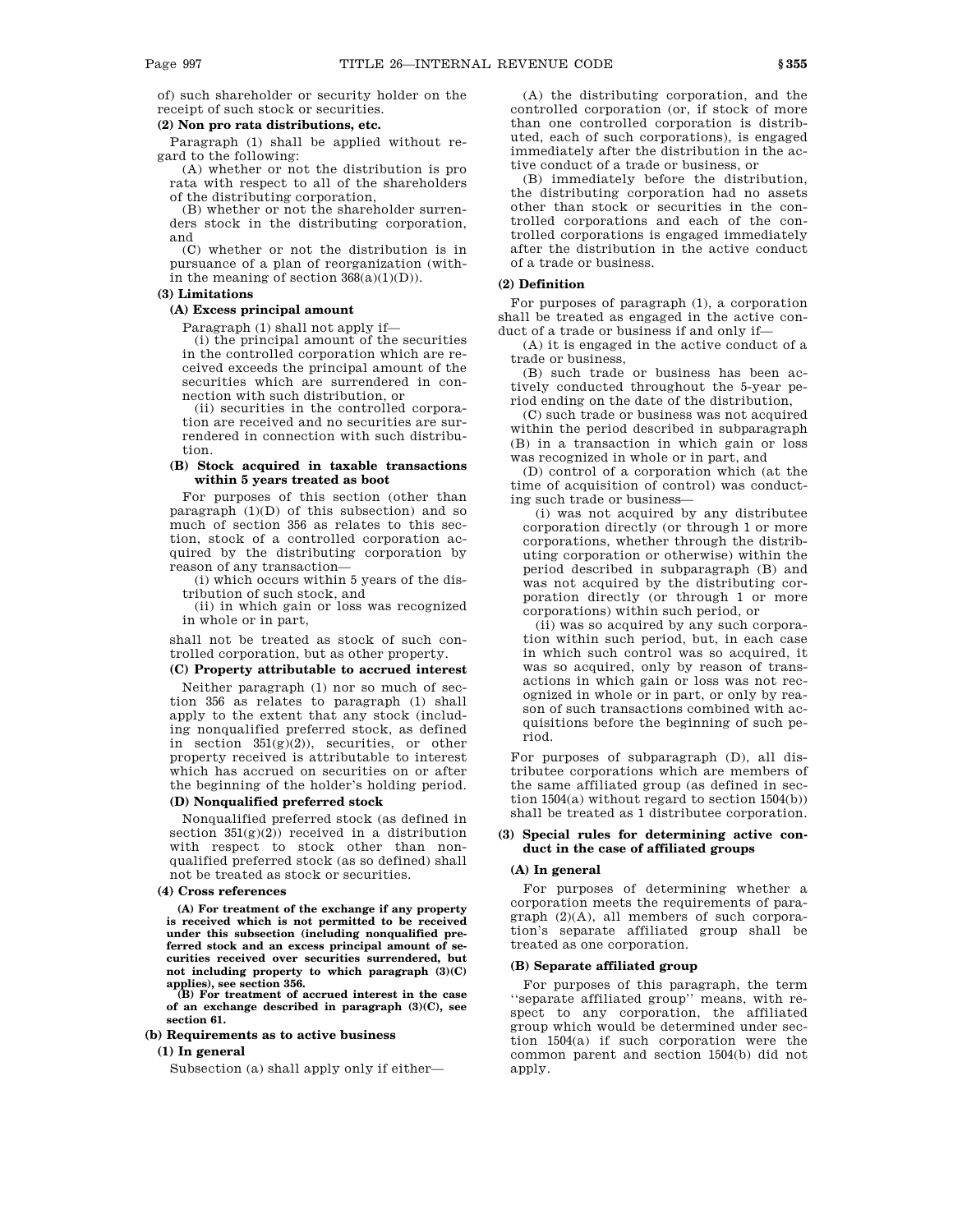of) such shareholder or security holder on the receipt of such stock or securities.

**(2) Non pro rata distributions, etc.**

Paragraph (1) shall be applied without regard to the following:

(A) whether or not the distribution is pro rata with respect to all of the shareholders of the distributing corporation,

(B) whether or not the shareholder surrenders stock in the distributing corporation, and

(C) whether or not the distribution is in pursuance of a plan of reorganization (within the meaning of section 368(a)(1)(D)).

**(3) Limitations**

**(A) Excess principal amount**

Paragraph (1) shall not apply if—

(i) the principal amount of the securities in the controlled corporation which are received exceeds the principal amount of the securities which are surrendered in connection with such distribution, or

(ii) securities in the controlled corporation are received and no securities are surrendered in connection with such distribution.

**(B) Stock acquired in taxable transactions within 5 years treated as boot**

For purposes of this section (other than paragraph (1)(D) of this subsection) and so much of section 356 as relates to this section, stock of a controlled corporation acquired by the distributing corporation by reason of any transaction—

(i) which occurs within 5 years of the distribution of such stock, and

(ii) in which gain or loss was recognized in whole or in part,

shall not be treated as stock of such controlled corporation, but as other property.

**(C) Property attributable to accrued interest**

Neither paragraph (1) nor so much of section 356 as relates to paragraph (1) shall apply to the extent that any stock (including nonqualified preferred stock, as defined in section 351(g)(2)), securities, or other property received is attributable to interest which has accrued on securities on or after the beginning of the holder's holding period.

**(D) Nonqualified preferred stock**

Nonqualified preferred stock (as defined in section 351(g)(2)) received in a distribution with respect to stock other than nonqualified preferred stock (as so defined) shall not be treated as stock or securities.

**(4) Cross references**

**(A) For treatment of the exchange if any property is received which is not permitted to be received under this subsection (including nonqualified preferred stock and an excess principal amount of securities received over securities surrendered, but not including property to which paragraph (3)(C) applies), see section 356.**

**(B) For treatment of accrued interest in the case of an exchange described in paragraph (3)(C), see section 61.**

**(b) Requirements as to active business**

**(1) In general**

Subsection (a) shall apply only if either—

(A) the distributing corporation, and the controlled corporation (or, if stock of more than one controlled corporation is distributed, each of such corporations), is engaged immediately after the distribution in the active conduct of a trade or business, or

(B) immediately before the distribution, the distributing corporation had no assets other than stock or securities in the controlled corporations and each of the controlled corporations is engaged immediately after the distribution in the active conduct of a trade or business.

**(2) Definition**

For purposes of paragraph (1), a corporation shall be treated as engaged in the active conduct of a trade or business if and only if—

(A) it is engaged in the active conduct of a trade or business,

(B) such trade or business has been actively conducted throughout the 5-year period ending on the date of the distribution,

(C) such trade or business was not acquired within the period described in subparagraph (B) in a transaction in which gain or loss was recognized in whole or in part, and

(D) control of a corporation which (at the time of acquisition of control) was conducting such trade or business—

(i) was not acquired by any distributee corporation directly (or through 1 or more corporations, whether through the distributing corporation or otherwise) within the period described in subparagraph (B) and was not acquired by the distributing corporation directly (or through 1 or more corporations) within such period, or

(ii) was so acquired by any such corporation within such period, but, in each case in which such control was so acquired, it was so acquired, only by reason of transactions in which gain or loss was not recognized in whole or in part, or only by reason of such transactions combined with acquisitions before the beginning of such period.

For purposes of subparagraph (D), all distributee corporations which are members of the same affiliated group (as defined in section 1504(a) without regard to section 1504(b)) shall be treated as 1 distributee corporation.

**(3) Special rules for determining active conduct in the case of affiliated groups**

**(A) In general**

For purposes of determining whether a corporation meets the requirements of paragraph (2)(A), all members of such corporation's separate affiliated group shall be treated as one corporation.

**(B) Separate affiliated group**

For purposes of this paragraph, the term "separate affiliated group" means, with respect to any corporation, the affiliated group which would be determined under section 1504(a) if such corporation were the common parent and section 1504(b) did not apply.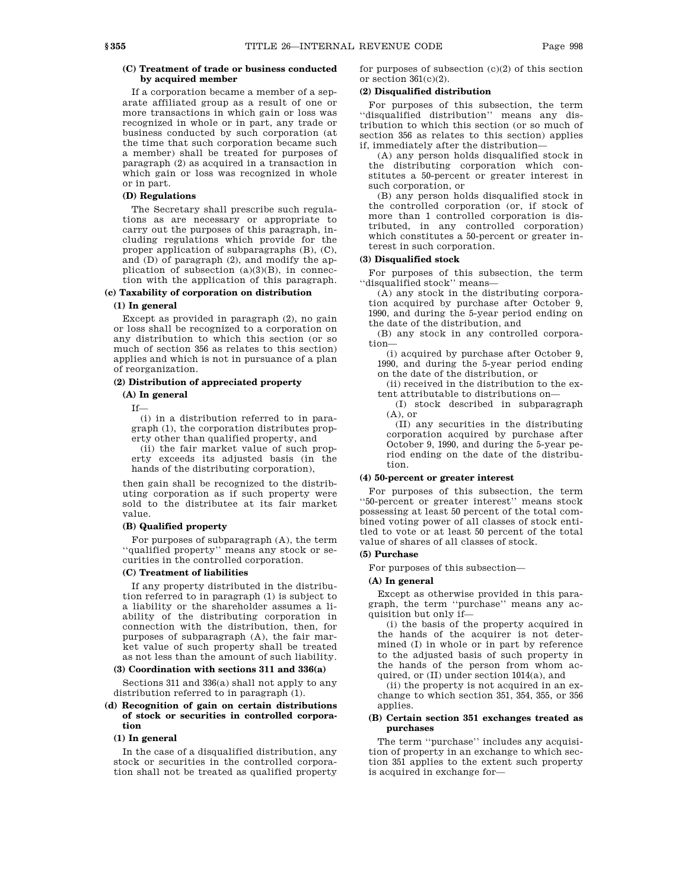**(C) Treatment of trade or business conducted by acquired member**

If a corporation became a member of a separate affiliated group as a result of one or more transactions in which gain or loss was recognized in whole or in part, any trade or business conducted by such corporation (at the time that such corporation became such a member) shall be treated for purposes of paragraph (2) as acquired in a transaction in which gain or loss was recognized in whole or in part.

**(D) Regulations**

The Secretary shall prescribe such regulations as are necessary or appropriate to carry out the purposes of this paragraph, including regulations which provide for the proper application of subparagraphs (B), (C), and (D) of paragraph (2), and modify the application of subsection (a)(3)(B), in connection with the application of this paragraph.

**(c) Taxability of corporation on distribution**

**(1) In general**

Except as provided in paragraph (2), no gain or loss shall be recognized to a corporation on any distribution to which this section (or so much of section 356 as relates to this section) applies and which is not in pursuance of a plan of reorganization.

**(2) Distribution of appreciated property**

**(A) In general**

If—

(i) in a distribution referred to in paragraph (1), the corporation distributes property other than qualified property, and

(ii) the fair market value of such property exceeds its adjusted basis (in the hands of the distributing corporation),

then gain shall be recognized to the distributing corporation as if such property were sold to the distributee at its fair market value.

**(B) Qualified property**

For purposes of subparagraph (A), the term ''qualified property'' means any stock or securities in the controlled corporation.

**(C) Treatment of liabilities**

If any property distributed in the distribution referred to in paragraph (1) is subject to a liability or the shareholder assumes a liability of the distributing corporation in connection with the distribution, then, for purposes of subparagraph (A), the fair market value of such property shall be treated as not less than the amount of such liability.

**(3) Coordination with sections 311 and 336(a)**

Sections 311 and 336(a) shall not apply to any distribution referred to in paragraph (1).

**(d) Recognition of gain on certain distributions of stock or securities in controlled corporation**

**(1) In general**

In the case of a disqualified distribution, any stock or securities in the controlled corporation shall not be treated as qualified property for purposes of subsection (c)(2) of this section or section 361(c)(2).

**(2) Disqualified distribution**

For purposes of this subsection, the term ''disqualified distribution'' means any distribution to which this section (or so much of section 356 as relates to this section) applies if, immediately after the distribution—

(A) any person holds disqualified stock in the distributing corporation which constitutes a 50-percent or greater interest in such corporation, or

(B) any person holds disqualified stock in the controlled corporation (or, if stock of more than 1 controlled corporation is distributed, in any controlled corporation) which constitutes a 50-percent or greater interest in such corporation.

**(3) Disqualified stock**

For purposes of this subsection, the term ''disqualified stock'' means—

(A) any stock in the distributing corporation acquired by purchase after October 9, 1990, and during the 5-year period ending on the date of the distribution, and

(B) any stock in any controlled corporation—

(i) acquired by purchase after October 9, 1990, and during the 5-year period ending on the date of the distribution, or

(ii) received in the distribution to the extent attributable to distributions on—

(I) stock described in subparagraph (A), or

(II) any securities in the distributing corporation acquired by purchase after October 9, 1990, and during the 5-year period ending on the date of the distribution.

**(4) 50-percent or greater interest**

For purposes of this subsection, the term ''50-percent or greater interest'' means stock possessing at least 50 percent of the total combined voting power of all classes of stock entitled to vote or at least 50 percent of the total value of shares of all classes of stock.

**(5) Purchase**

For purposes of this subsection—

**(A) In general**

Except as otherwise provided in this paragraph, the term ''purchase'' means any acquisition but only if—

(i) the basis of the property acquired in the hands of the acquirer is not determined (I) in whole or in part by reference to the adjusted basis of such property in the hands of the person from whom acquired, or (II) under section 1014(a), and

(ii) the property is not acquired in an exchange to which section 351, 354, 355, or 356 applies.

**(B) Certain section 351 exchanges treated as purchases**

The term ''purchase'' includes any acquisition of property in an exchange to which section 351 applies to the extent such property is acquired in exchange for—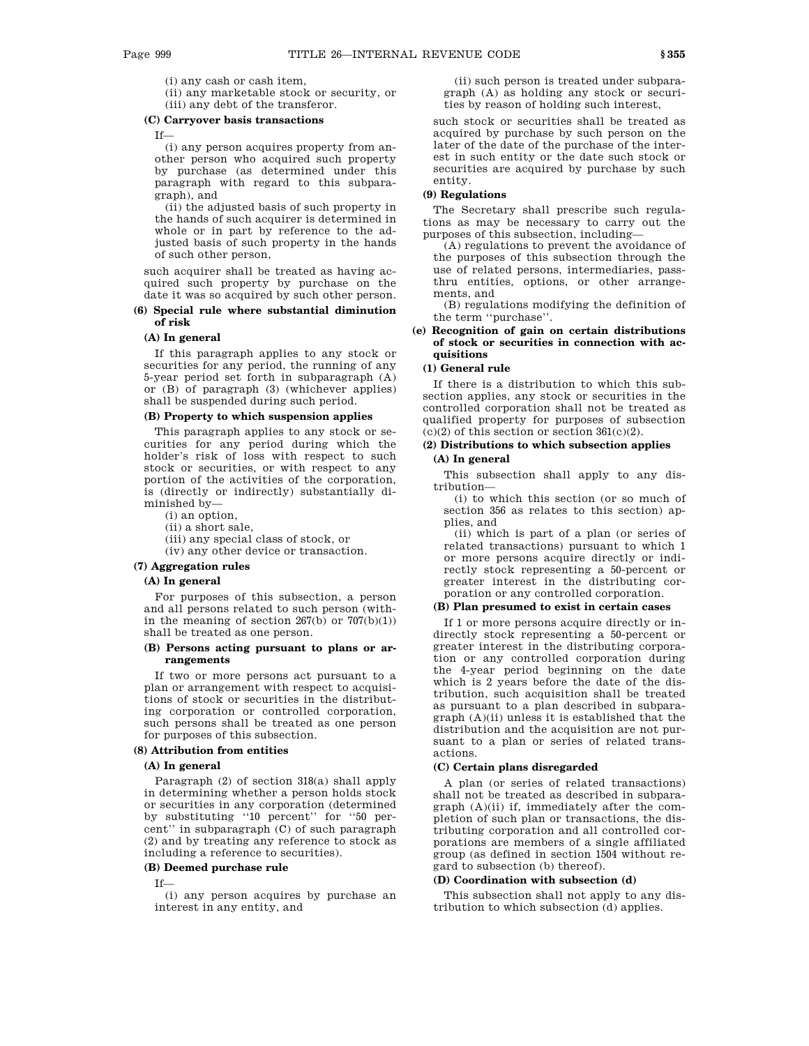(i) any cash or cash item,

(ii) any marketable stock or security, or

(iii) any debt of the transferor.

**(C) Carryover basis transactions**

If—

(i) any person acquires property from another person who acquired such property by purchase (as determined under this paragraph with regard to this subparagraph), and

(ii) the adjusted basis of such property in the hands of such acquirer is determined in whole or in part by reference to the adjusted basis of such property in the hands of such other person,

such acquirer shall be treated as having acquired such property by purchase on the date it was so acquired by such other person.

**(6) Special rule where substantial diminution of risk**

**(A) In general**

If this paragraph applies to any stock or securities for any period, the running of any 5-year period set forth in subparagraph (A) or (B) of paragraph (3) (whichever applies) shall be suspended during such period.

**(B) Property to which suspension applies**

This paragraph applies to any stock or securities for any period during which the holder's risk of loss with respect to such stock or securities, or with respect to any portion of the activities of the corporation, is (directly or indirectly) substantially diminished by—

(i) an option,

(ii) a short sale,

(iii) any special class of stock, or

(iv) any other device or transaction.

**(7) Aggregation rules**

**(A) In general**

For purposes of this subsection, a person and all persons related to such person (within the meaning of section 267(b) or 707(b)(1)) shall be treated as one person.

**(B) Persons acting pursuant to plans or arrangements**

If two or more persons act pursuant to a plan or arrangement with respect to acquisitions of stock or securities in the distributing corporation or controlled corporation, such persons shall be treated as one person for purposes of this subsection.

**(8) Attribution from entities**

**(A) In general**

Paragraph (2) of section 318(a) shall apply in determining whether a person holds stock or securities in any corporation (determined by substituting ''10 percent'' for ''50 percent'' in subparagraph (C) of such paragraph (2) and by treating any reference to stock as including a reference to securities).

**(B) Deemed purchase rule**

If—

(i) any person acquires by purchase an interest in any entity, and

(ii) such person is treated under subparagraph (A) as holding any stock or securities by reason of holding such interest,

such stock or securities shall be treated as acquired by purchase by such person on the later of the date of the purchase of the interest in such entity or the date such stock or securities are acquired by purchase by such entity.

**(9) Regulations**

The Secretary shall prescribe such regulations as may be necessary to carry out the purposes of this subsection, including—

(A) regulations to prevent the avoidance of the purposes of this subsection through the use of related persons, intermediaries, pass-thru entities, options, or other arrangements, and

(B) regulations modifying the definition of the term ''purchase''.

**(e) Recognition of gain on certain distributions of stock or securities in connection with acquisitions**

**(1) General rule**

If there is a distribution to which this subsection applies, any stock or securities in the controlled corporation shall not be treated as qualified property for purposes of subsection (c)(2) of this section or section 361(c)(2).

**(2) Distributions to which subsection applies**

**(A) In general**

This subsection shall apply to any distribution—

(i) to which this section (or so much of section 356 as relates to this section) applies, and

(ii) which is part of a plan (or series of related transactions) pursuant to which 1 or more persons acquire directly or indirectly stock representing a 50-percent or greater interest in the distributing corporation or any controlled corporation.

**(B) Plan presumed to exist in certain cases**

If 1 or more persons acquire directly or indirectly stock representing a 50-percent or greater interest in the distributing corporation or any controlled corporation during the 4-year period beginning on the date which is 2 years before the date of the distribution, such acquisition shall be treated as pursuant to a plan described in subparagraph (A)(ii) unless it is established that the distribution and the acquisition are not pursuant to a plan or series of related transactions.

**(C) Certain plans disregarded**

A plan (or series of related transactions) shall not be treated as described in subparagraph (A)(ii) if, immediately after the completion of such plan or transactions, the distributing corporation and all controlled corporations are members of a single affiliated group (as defined in section 1504 without regard to subsection (b) thereof).

**(D) Coordination with subsection (d)**

This subsection shall not apply to any distribution to which subsection (d) applies.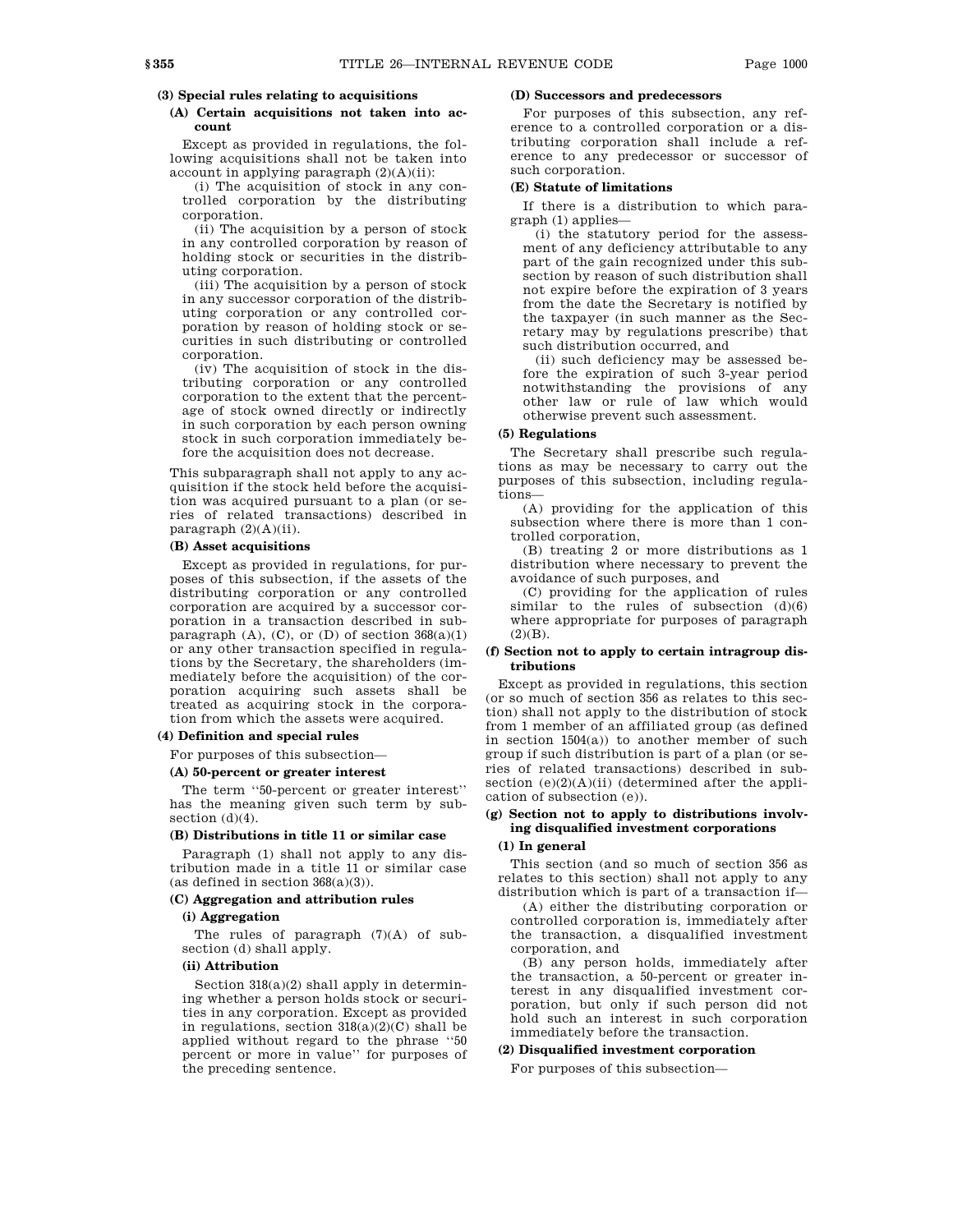**(3) Special rules relating to acquisitions**

**(A) Certain acquisitions not taken into account**

Except as provided in regulations, the following acquisitions shall not be taken into account in applying paragraph (2)(A)(ii):

(i) The acquisition of stock in any controlled corporation by the distributing corporation.

(ii) The acquisition by a person of stock in any controlled corporation by reason of holding stock or securities in the distributing corporation.

(iii) The acquisition by a person of stock in any successor corporation of the distributing corporation or any controlled corporation by reason of holding stock or securities in such distributing or controlled corporation.

(iv) The acquisition of stock in the distributing corporation or any controlled corporation to the extent that the percentage of stock owned directly or indirectly in such corporation by each person owning stock in such corporation immediately before the acquisition does not decrease.

This subparagraph shall not apply to any acquisition if the stock held before the acquisition was acquired pursuant to a plan (or series of related transactions) described in paragraph (2)(A)(ii).

**(B) Asset acquisitions**

Except as provided in regulations, for purposes of this subsection, if the assets of the distributing corporation or any controlled corporation are acquired by a successor corporation in a transaction described in subparagraph (A), (C), or (D) of section 368(a)(1) or any other transaction specified in regulations by the Secretary, the shareholders (immediately before the acquisition) of the corporation acquiring such assets shall be treated as acquiring stock in the corporation from which the assets were acquired.

**(4) Definition and special rules**

For purposes of this subsection—

**(A) 50-percent or greater interest**

The term ''50-percent or greater interest'' has the meaning given such term by subsection (d)(4).

**(B) Distributions in title 11 or similar case**

Paragraph (1) shall not apply to any distribution made in a title 11 or similar case (as defined in section 368(a)(3)).

**(C) Aggregation and attribution rules**

**(i) Aggregation**

The rules of paragraph (7)(A) of subsection (d) shall apply.

**(ii) Attribution**

Section 318(a)(2) shall apply in determining whether a person holds stock or securities in any corporation. Except as provided in regulations, section 318(a)(2)(C) shall be applied without regard to the phrase ''50 percent or more in value'' for purposes of the preceding sentence.

**(D) Successors and predecessors**

For purposes of this subsection, any reference to a controlled corporation or a distributing corporation shall include a reference to any predecessor or successor of such corporation.

**(E) Statute of limitations**

If there is a distribution to which paragraph (1) applies—

(i) the statutory period for the assessment of any deficiency attributable to any part of the gain recognized under this subsection by reason of such distribution shall not expire before the expiration of 3 years from the date the Secretary is notified by the taxpayer (in such manner as the Secretary may by regulations prescribe) that such distribution occurred, and

(ii) such deficiency may be assessed before the expiration of such 3-year period notwithstanding the provisions of any other law or rule of law which would otherwise prevent such assessment.

**(5) Regulations**

The Secretary shall prescribe such regulations as may be necessary to carry out the purposes of this subsection, including regulations—

(A) providing for the application of this subsection where there is more than 1 controlled corporation,

(B) treating 2 or more distributions as 1 distribution where necessary to prevent the avoidance of such purposes, and

(C) providing for the application of rules similar to the rules of subsection (d)(6) where appropriate for purposes of paragraph (2)(B).

**(f) Section not to apply to certain intragroup distributions**

Except as provided in regulations, this section (or so much of section 356 as relates to this section) shall not apply to the distribution of stock from 1 member of an affiliated group (as defined in section 1504(a)) to another member of such group if such distribution is part of a plan (or series of related transactions) described in subsection (e)(2)(A)(ii) (determined after the application of subsection (e)).

**(g) Section not to apply to distributions involving disqualified investment corporations**

**(1) In general**

This section (and so much of section 356 as relates to this section) shall not apply to any distribution which is part of a transaction if—

(A) either the distributing corporation or controlled corporation is, immediately after the transaction, a disqualified investment corporation, and

(B) any person holds, immediately after the transaction, a 50-percent or greater interest in any disqualified investment corporation, but only if such person did not hold such an interest in such corporation immediately before the transaction.

**(2) Disqualified investment corporation**

For purposes of this subsection—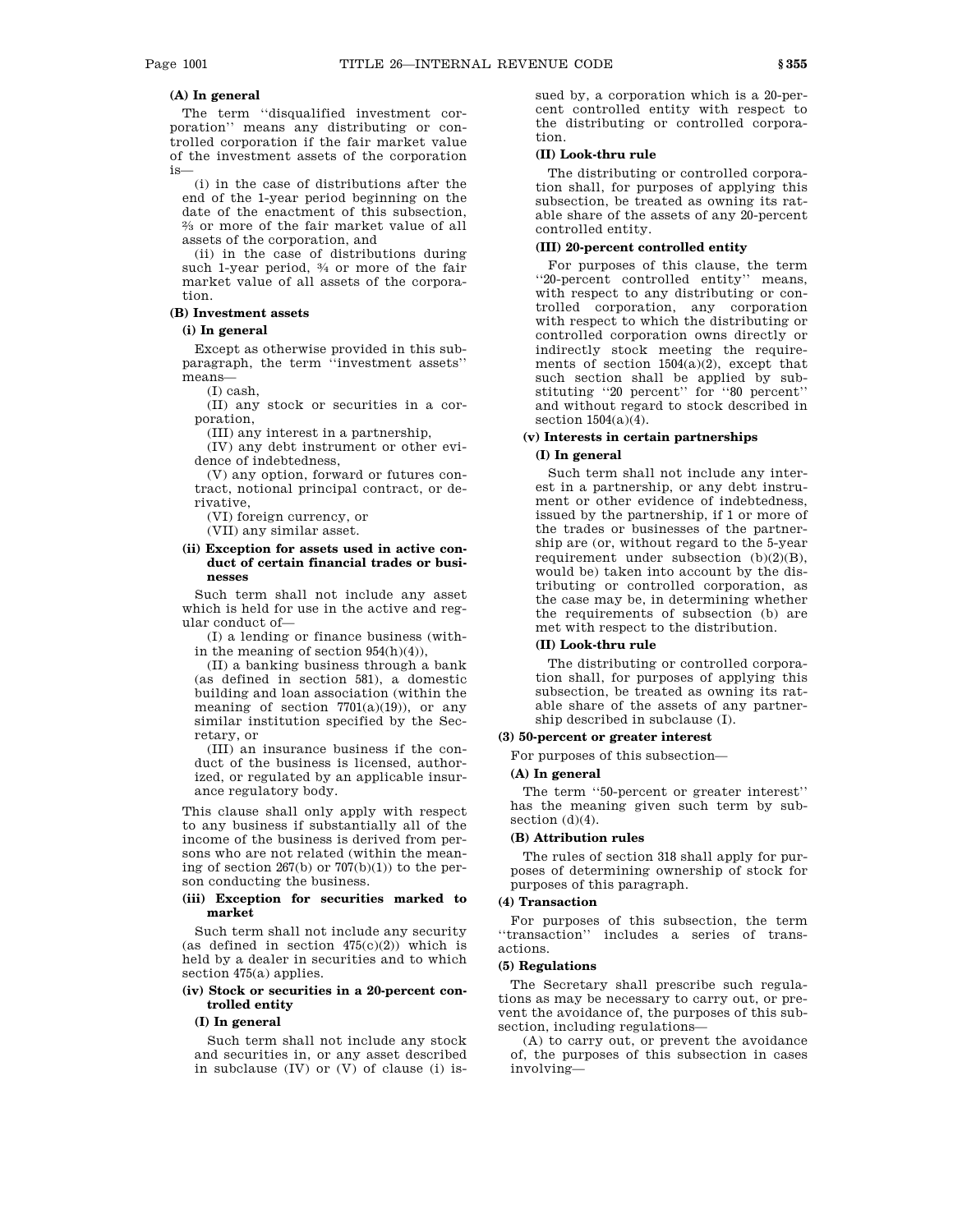**(A) In general**

The term "disqualified investment corporation" means any distributing or controlled corporation if the fair market value of the investment assets of the corporation is—

(i) in the case of distributions after the end of the 1-year period beginning on the date of the enactment of this subsection, ⅔ or more of the fair market value of all assets of the corporation, and

(ii) in the case of distributions during such 1-year period, ¾ or more of the fair market value of all assets of the corporation.

**(B) Investment assets**

**(i) In general**

Except as otherwise provided in this subparagraph, the term "investment assets" means—

(I) cash,

(II) any stock or securities in a corporation,

(III) any interest in a partnership,

(IV) any debt instrument or other evidence of indebtedness,

(V) any option, forward or futures contract, notional principal contract, or derivative,

(VI) foreign currency, or

(VII) any similar asset.

**(ii) Exception for assets used in active conduct of certain financial trades or businesses**

Such term shall not include any asset which is held for use in the active and regular conduct of—

(I) a lending or finance business (within the meaning of section 954(h)(4)),

(II) a banking business through a bank (as defined in section 581), a domestic building and loan association (within the meaning of section 7701(a)(19)), or any similar institution specified by the Secretary, or

(III) an insurance business if the conduct of the business is licensed, authorized, or regulated by an applicable insurance regulatory body.

This clause shall only apply with respect to any business if substantially all of the income of the business is derived from persons who are not related (within the meaning of section 267(b) or 707(b)(1)) to the person conducting the business.

**(iii) Exception for securities marked to market**

Such term shall not include any security (as defined in section 475(c)(2)) which is held by a dealer in securities and to which section 475(a) applies.

**(iv) Stock or securities in a 20-percent controlled entity**

**(I) In general**

Such term shall not include any stock and securities in, or any asset described in subclause (IV) or (V) of clause (i) issued by, a corporation which is a 20-percent controlled entity with respect to the distributing or controlled corporation.

**(II) Look-thru rule**

The distributing or controlled corporation shall, for purposes of applying this subsection, be treated as owning its ratable share of the assets of any 20-percent controlled entity.

**(III) 20-percent controlled entity**

For purposes of this clause, the term "20-percent controlled entity" means, with respect to any distributing or controlled corporation, any corporation with respect to which the distributing or controlled corporation owns directly or indirectly stock meeting the requirements of section 1504(a)(2), except that such section shall be applied by substituting "20 percent" for "80 percent" and without regard to stock described in section 1504(a)(4).

**(v) Interests in certain partnerships**

**(I) In general**

Such term shall not include any interest in a partnership, or any debt instrument or other evidence of indebtedness, issued by the partnership, if 1 or more of the trades or businesses of the partnership are (or, without regard to the 5-year requirement under subsection (b)(2)(B), would be) taken into account by the distributing or controlled corporation, as the case may be, in determining whether the requirements of subsection (b) are met with respect to the distribution.

**(II) Look-thru rule**

The distributing or controlled corporation shall, for purposes of applying this subsection, be treated as owning its ratable share of the assets of any partnership described in subclause (I).

**(3) 50-percent or greater interest**

For purposes of this subsection—

**(A) In general**

The term "50-percent or greater interest" has the meaning given such term by subsection (d)(4).

**(B) Attribution rules**

The rules of section 318 shall apply for purposes of determining ownership of stock for purposes of this paragraph.

**(4) Transaction**

For purposes of this subsection, the term "transaction" includes a series of transactions.

**(5) Regulations**

The Secretary shall prescribe such regulations as may be necessary to carry out, or prevent the avoidance of, the purposes of this subsection, including regulations—

(A) to carry out, or prevent the avoidance of, the purposes of this subsection in cases involving—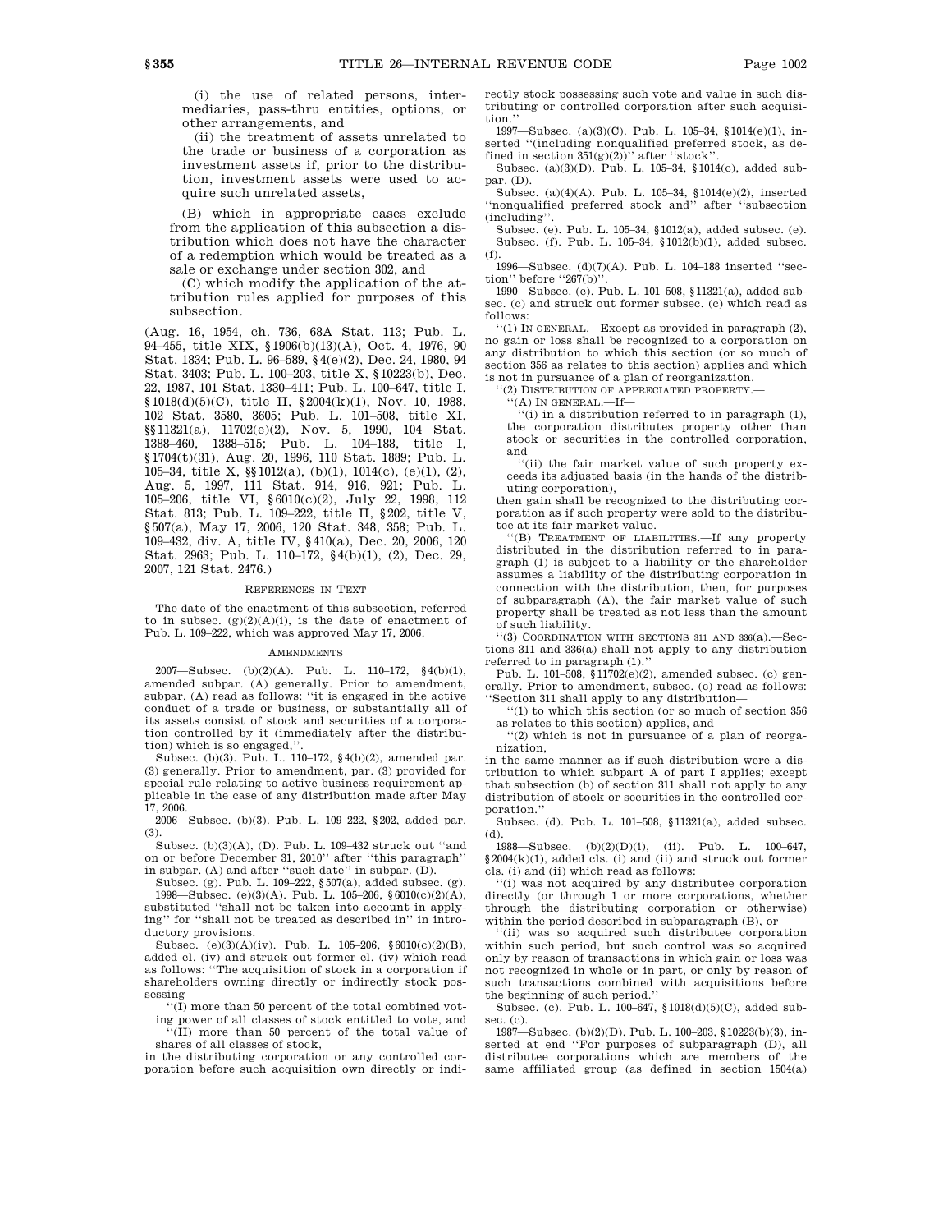(i) the use of related persons, intermediaries, pass-thru entities, options, or other arrangements, and

(ii) the treatment of assets unrelated to the trade or business of a corporation as investment assets if, prior to the distribution, investment assets were used to acquire such unrelated assets,

(B) which in appropriate cases exclude from the application of this subsection a distribution which does not have the character of a redemption which would be treated as a sale or exchange under section 302, and

(C) which modify the application of the attribution rules applied for purposes of this subsection.

(Aug. 16, 1954, ch. 736, 68A Stat. 113; Pub. L. 94–455, title XIX, §1906(b)(13)(A), Oct. 4, 1976, 90 Stat. 1834; Pub. L. 96–589, §4(e)(2), Dec. 24, 1980, 94 Stat. 3403; Pub. L. 100–203, title X, §10223(b), Dec. 22, 1987, 101 Stat. 1330–411; Pub. L. 100–647, title I, §1018(d)(5)(C), title II, §2004(k)(1), Nov. 10, 1988, 102 Stat. 3580, 3605; Pub. L. 101–508, title XI, §§11321(a), 11702(e)(2), Nov. 5, 1990, 104 Stat. 1388–460, 1388–515; Pub. L. 104–188, title I, §1704(t)(31), Aug. 20, 1996, 110 Stat. 1889; Pub. L. 105–34, title X, §§1012(a), (b)(1), 1014(c), (e)(1), (2), Aug. 5, 1997, 111 Stat. 914, 916, 921; Pub. L. 105–206, title VI, §6010(c)(2), July 22, 1998, 112 Stat. 813; Pub. L. 109–222, title II, §202, title V, §507(a), May 17, 2006, 120 Stat. 348, 358; Pub. L. 109–432, div. A, title IV, §410(a), Dec. 20, 2006, 120 Stat. 2963; Pub. L. 110–172, §4(b)(1), (2), Dec. 29, 2007, 121 Stat. 2476.)

## References in Text

The date of the enactment of this subsection, referred to in subsec. (g)(2)(A)(i), is the date of enactment of Pub. L. 109–222, which was approved May 17, 2006.

## Amendments

2007—Subsec. (b)(2)(A). Pub. L. 110–172, §4(b)(1), amended subpar. (A) generally. Prior to amendment, subpar. (A) read as follows: "it is engaged in the active conduct of a trade or business, or substantially all of its assets consist of stock and securities of a corporation controlled by it (immediately after the distribution) which is so engaged,".

Subsec. (b)(3). Pub. L. 110–172, §4(b)(2), amended par. (3) generally. Prior to amendment, par. (3) provided for special rule relating to active business requirement applicable in the case of any distribution made after May 17, 2006.

2006—Subsec. (b)(3). Pub. L. 109–222, §202, added par. (3).

Subsec. (b)(3)(A), (D). Pub. L. 109–432 struck out "and on or before December 31, 2010" after "this paragraph" in subpar. (A) and after "such date" in subpar. (D).

Subsec. (g). Pub. L. 109–222, §507(a), added subsec. (g).

1998—Subsec. (e)(3)(A). Pub. L. 105–206, §6010(c)(2)(A), substituted "shall not be taken into account in applying" for "shall not be treated as described in" in introductory provisions.

Subsec. (e)(3)(A)(iv). Pub. L. 105–206, §6010(c)(2)(B), added cl. (iv) and struck out former cl. (iv) which read as follows: "The acquisition of stock in a corporation if shareholders owning directly or indirectly stock possessing—

"(I) more than 50 percent of the total combined voting power of all classes of stock entitled to vote, and

"(II) more than 50 percent of the total value of shares of all classes of stock,

in the distributing corporation or any controlled corporation before such acquisition own directly or indirectly stock possessing such vote and value in such distributing or controlled corporation after such acquisition."

1997—Subsec. (a)(3)(C). Pub. L. 105–34, §1014(e)(1), inserted "(including nonqualified preferred stock, as defined in section 351(g)(2))" after "stock".

Subsec. (a)(3)(D). Pub. L. 105–34, §1014(c), added subpar. (D).

Subsec. (a)(4)(A). Pub. L. 105–34, §1014(e)(2), inserted "nonqualified preferred stock and" after "subsection (including".

Subsec. (e). Pub. L. 105–34, §1012(a), added subsec. (e).

Subsec. (f). Pub. L. 105–34, §1012(b)(1), added subsec. (f).

1996—Subsec. (d)(7)(A). Pub. L. 104–188 inserted "section" before "267(b)".

1990—Subsec. (c). Pub. L. 101–508, §11321(a), added subsec. (c) and struck out former subsec. (c) which read as follows:

"(1) In general.—Except as provided in paragraph (2), no gain or loss shall be recognized to a corporation on any distribution to which this section (or so much of section 356 as relates to this section) applies and which is not in pursuance of a plan of reorganization.

"(2) Distribution of appreciated property.—

"(A) In general.—If—

"(i) in a distribution referred to in paragraph (1), the corporation distributes property other than stock or securities in the controlled corporation, and

"(ii) the fair market value of such property exceeds its adjusted basis (in the hands of the distributing corporation),

then gain shall be recognized to the distributing corporation as if such property were sold to the distributee at its fair market value.

"(B) Treatment of liabilities.—If any property distributed in the distribution referred to in paragraph (1) is subject to a liability or the shareholder assumes a liability of the distributing corporation in connection with the distribution, then, for purposes of subparagraph (A), the fair market value of such property shall be treated as not less than the amount of such liability.

"(3) Coordination with sections 311 and 336(a).—Sections 311 and 336(a) shall not apply to any distribution referred to in paragraph (1)."

Pub. L. 101–508, §11702(e)(2), amended subsec. (c) generally. Prior to amendment, subsec. (c) read as follows: "Section 311 shall apply to any distribution—

"(1) to which this section (or so much of section 356 as relates to this section) applies, and

"(2) which is not in pursuance of a plan of reorganization,

in the same manner as if such distribution were a distribution to which subpart A of part I applies; except that subsection (b) of section 311 shall not apply to any distribution of stock or securities in the controlled corporation."

Subsec. (d). Pub. L. 101–508, §11321(a), added subsec. (d).

1988—Subsec. (b)(2)(D)(i), (ii). Pub. L. 100–647, §2004(k)(1), added cls. (i) and (ii) and struck out former cls. (i) and (ii) which read as follows:

"(i) was not acquired by any distributee corporation directly (or through 1 or more corporations, whether through the distributing corporation or otherwise) within the period described in subparagraph (B), or

"(ii) was so acquired such distributee corporation within such period, but such control was so acquired only by reason of transactions in which gain or loss was not recognized in whole or in part, or only by reason of such transactions combined with acquisitions before the beginning of such period."

Subsec. (c). Pub. L. 100–647, §1018(d)(5)(C), added subsec. (c).

1987—Subsec. (b)(2)(D). Pub. L. 100–203, §10223(b)(3), inserted at end "For purposes of subparagraph (D), all distributee corporations which are members of the same affiliated group (as defined in section 1504(a)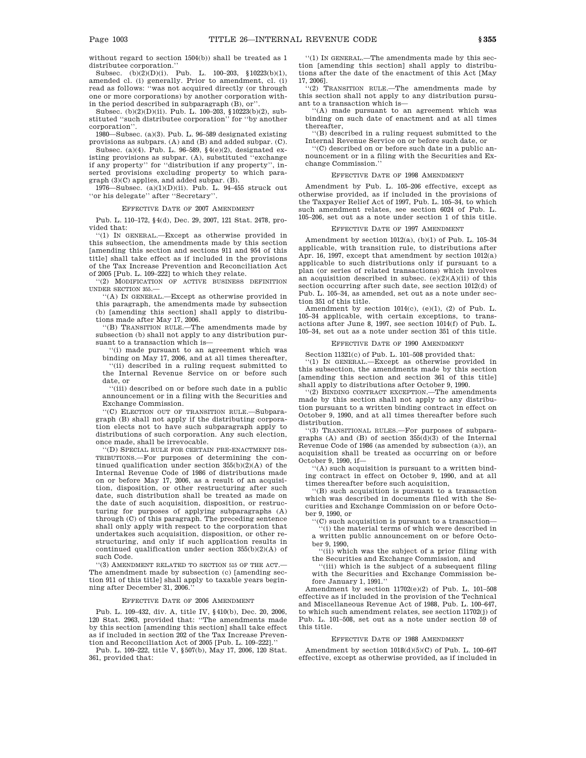without regard to section 1504(b)) shall be treated as 1 distributee corporation.''

Subsec. (b)(2)(D)(i). Pub. L. 100–203, §10223(b)(1), amended cl. (i) generally. Prior to amendment, cl. (i) read as follows: ''was not acquired directly (or through one or more corporations) by another corporation within the period described in subparagraph (B), or''.

Subsec. (b)(2)(D)(ii). Pub. L. 100–203, §10223(b)(2), substituted ''such distributee corporation'' for ''by another corporation''.

1980—Subsec. (a)(3). Pub. L. 96–589 designated existing provisions as subpars. (A) and (B) and added subpar. (C).

Subsec. (a)(4). Pub. L. 96–589, §4(e)(2), designated existing provisions as subpar. (A), substituted ''exchange if any property'' for ''distribution if any property'', inserted provisions excluding property to which paragraph (3)(C) applies, and added subpar. (B).

1976—Subsec. (a)(1)(D)(ii). Pub. L. 94–455 struck out ''or his delegate'' after ''Secretary''.

### EFFECTIVE DATE OF 2007 AMENDMENT

Pub. L. 110–172, §4(d), Dec. 29, 2007, 121 Stat. 2478, provided that:

''(1) IN GENERAL.—Except as otherwise provided in this subsection, the amendments made by this section [amending this section and sections 911 and 954 of this title] shall take effect as if included in the provisions of the Tax Increase Prevention and Reconciliation Act of 2005 [Pub. L. 109–222] to which they relate.

''(2) MODIFICATION OF ACTIVE BUSINESS DEFINITION UNDER SECTION 355.—

''(A) IN GENERAL.—Except as otherwise provided in this paragraph, the amendments made by subsection (b) [amending this section] shall apply to distributions made after May 17, 2006.

''(B) TRANSITION RULE.—The amendments made by subsection (b) shall not apply to any distribution pursuant to a transaction which is—

''(i) made pursuant to an agreement which was binding on May 17, 2006, and at all times thereafter,

''(ii) described in a ruling request submitted to the Internal Revenue Service on or before such date, or

''(iii) described on or before such date in a public announcement or in a filing with the Securities and Exchange Commission.

''(C) ELECTION OUT OF TRANSITION RULE.—Subparagraph (B) shall not apply if the distributing corporation elects not to have such subparagraph apply to distributions of such corporation. Any such election, once made, shall be irrevocable.

''(D) SPECIAL RULE FOR CERTAIN PRE-ENACTMENT DISTRIBUTIONS.—For purposes of determining the continued qualification under section 355(b)(2)(A) of the Internal Revenue Code of 1986 of distributions made on or before May 17, 2006, as a result of an acquisition, disposition, or other restructuring after such date, such distribution shall be treated as made on the date of such acquisition, disposition, or restructuring for purposes of applying subparagraphs (A) through (C) of this paragraph. The preceding sentence shall only apply with respect to the corporation that undertakes such acquisition, disposition, or other restructuring, and only if such application results in continued qualification under section 355(b)(2)(A) of such Code.

''(3) AMENDMENT RELATED TO SECTION 515 OF THE ACT.—The amendment made by subsection (c) [amending section 911 of this title] shall apply to taxable years beginning after December 31, 2006.''

### EFFECTIVE DATE OF 2006 AMENDMENT

Pub. L. 109–432, div. A, title IV, §410(b), Dec. 20, 2006, 120 Stat. 2963, provided that: ''The amendments made by this section [amending this section] shall take effect as if included in section 202 of the Tax Increase Prevention and Reconciliation Act of 2005 [Pub. L. 109–222].''

Pub. L. 109–222, title V, §507(b), May 17, 2006, 120 Stat. 361, provided that:

''(1) IN GENERAL.—The amendments made by this section [amending this section] shall apply to distributions after the date of the enactment of this Act [May 17, 2006].

''(2) TRANSITION RULE.—The amendments made by this section shall not apply to any distribution pursuant to a transaction which is—

''(A) made pursuant to an agreement which was binding on such date of enactment and at all times thereafter,

''(B) described in a ruling request submitted to the Internal Revenue Service on or before such date, or

''(C) described on or before such date in a public announcement or in a filing with the Securities and Exchange Commission.''

### EFFECTIVE DATE OF 1998 AMENDMENT

Amendment by Pub. L. 105–206 effective, except as otherwise provided, as if included in the provisions of the Taxpayer Relief Act of 1997, Pub. L. 105–34, to which such amendment relates, see section 6024 of Pub. L. 105–206, set out as a note under section 1 of this title.

### EFFECTIVE DATE OF 1997 AMENDMENT

Amendment by section 1012(a), (b)(1) of Pub. L. 105–34 applicable, with transition rule, to distributions after Apr. 16, 1997, except that amendment by section 1012(a) applicable to such distributions only if pursuant to a plan (or series of related transactions) which involves an acquisition described in subsec. (e)(2)(A)(ii) of this section occurring after such date, see section 1012(d) of Pub. L. 105–34, as amended, set out as a note under section 351 of this title.

Amendment by section 1014(c), (e)(1), (2) of Pub. L. 105–34 applicable, with certain exceptions, to transactions after June 8, 1997, see section 1014(f) of Pub. L. 105–34, set out as a note under section 351 of this title.

### EFFECTIVE DATE OF 1990 AMENDMENT

Section 11321(c) of Pub. L. 101–508 provided that:

''(1) IN GENERAL.—Except as otherwise provided in this subsection, the amendments made by this section [amending this section and section 361 of this title] shall apply to distributions after October 9, 1990.

''(2) BINDING CONTRACT EXCEPTION.—The amendments made by this section shall not apply to any distribution pursuant to a written binding contract in effect on October 9, 1990, and at all times thereafter before such distribution.

''(3) TRANSITIONAL RULES.—For purposes of subparagraphs (A) and (B) of section 355(d)(3) of the Internal Revenue Code of 1986 (as amended by subsection (a)), an acquisition shall be treated as occurring on or before October 9, 1990, if—

''(A) such acquisition is pursuant to a written binding contract in effect on October 9, 1990, and at all times thereafter before such acquisition,

''(B) such acquisition is pursuant to a transaction which was described in documents filed with the Securities and Exchange Commission on or before October 9, 1990, or

''(C) such acquisition is pursuant to a transaction—

''(i) the material terms of which were described in a written public announcement on or before October 9, 1990,

''(ii) which was the subject of a prior filing with the Securities and Exchange Commission, and

''(iii) which is the subject of a subsequent filing with the Securities and Exchange Commission before January 1, 1991.''

Amendment by section 11702(e)(2) of Pub. L. 101–508 effective as if included in the provision of the Technical and Miscellaneous Revenue Act of 1988, Pub. L. 100–647, to which such amendment relates, see section 11702(j) of Pub. L. 101–508, set out as a note under section 59 of this title.

### EFFECTIVE DATE OF 1988 AMENDMENT

Amendment by section 1018(d)(5)(C) of Pub. L. 100–647 effective, except as otherwise provided, as if included in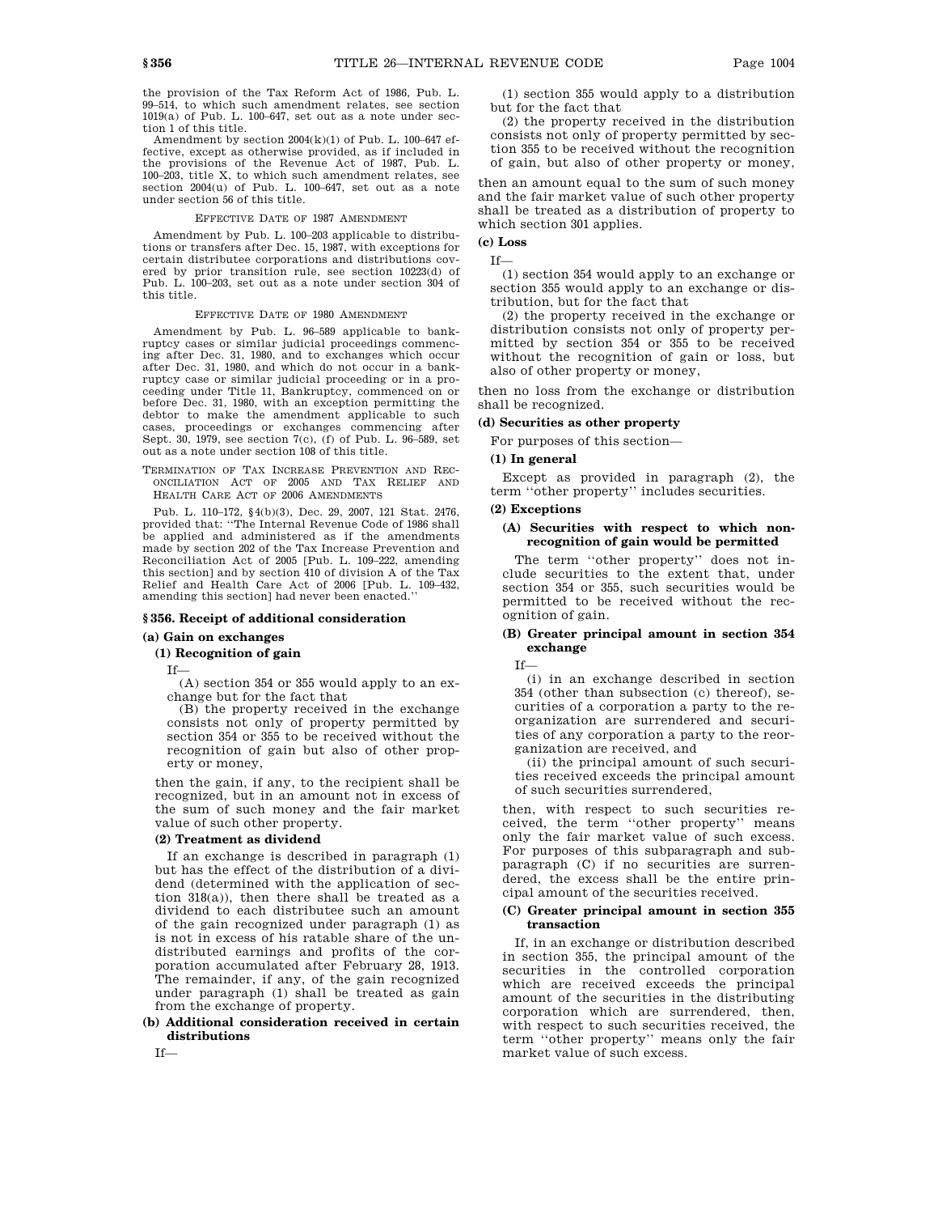the provision of the Tax Reform Act of 1986, Pub. L. 99–514, to which such amendment relates, see section 1019(a) of Pub. L. 100–647, set out as a note under section 1 of this title.

Amendment by section 2004(k)(1) of Pub. L. 100–647 effective, except as otherwise provided, as if included in the provisions of the Revenue Act of 1987, Pub. L. 100–203, title X, to which such amendment relates, see section 2004(u) of Pub. L. 100–647, set out as a note under section 56 of this title.

EFFECTIVE DATE OF 1987 AMENDMENT

Amendment by Pub. L. 100–203 applicable to distributions or transfers after Dec. 15, 1987, with exceptions for certain distributee corporations and distributions covered by prior transition rule, see section 10223(d) of Pub. L. 100–203, set out as a note under section 304 of this title.

EFFECTIVE DATE OF 1980 AMENDMENT

Amendment by Pub. L. 96–589 applicable to bankruptcy cases or similar judicial proceedings commencing after Dec. 31, 1980, and to exchanges which occur after Dec. 31, 1980, and which do not occur in a bankruptcy case or similar judicial proceeding or in a proceeding under Title 11, Bankruptcy, commenced on or before Dec. 31, 1980, with an exception permitting the debtor to make the amendment applicable to such cases, proceedings or exchanges commencing after Sept. 30, 1979, see section 7(c), (f) of Pub. L. 96–589, set out as a note under section 108 of this title.

TERMINATION OF TAX INCREASE PREVENTION AND RECONCILIATION ACT OF 2005 AND TAX RELIEF AND HEALTH CARE ACT OF 2006 AMENDMENTS

Pub. L. 110–172, §4(b)(3), Dec. 29, 2007, 121 Stat. 2476, provided that: ''The Internal Revenue Code of 1986 shall be applied and administered as if the amendments made by section 202 of the Tax Increase Prevention and Reconciliation Act of 2005 [Pub. L. 109–222, amending this section] and by section 410 of division A of the Tax Relief and Health Care Act of 2006 [Pub. L. 109–432, amending this section] had never been enacted.''

## §356. Receipt of additional consideration

### (a) Gain on exchanges

#### (1) Recognition of gain

If—

(A) section 354 or 355 would apply to an exchange but for the fact that

(B) the property received in the exchange consists not only of property permitted by section 354 or 355 to be received without the recognition of gain but also of other property or money,

then the gain, if any, to the recipient shall be recognized, but in an amount not in excess of the sum of such money and the fair market value of such other property.

#### (2) Treatment as dividend

If an exchange is described in paragraph (1) but has the effect of the distribution of a dividend (determined with the application of section 318(a)), then there shall be treated as a dividend to each distributee such an amount of the gain recognized under paragraph (1) as is not in excess of his ratable share of the undistributed earnings and profits of the corporation accumulated after February 28, 1913. The remainder, if any, of the gain recognized under paragraph (1) shall be treated as gain from the exchange of property.

### (b) Additional consideration received in certain distributions

If—

(1) section 355 would apply to a distribution but for the fact that

(2) the property received in the distribution consists not only of property permitted by section 355 to be received without the recognition of gain, but also of other property or money,

then an amount equal to the sum of such money and the fair market value of such other property shall be treated as a distribution of property to which section 301 applies.

### (c) Loss

If—

(1) section 354 would apply to an exchange or section 355 would apply to an exchange or distribution, but for the fact that

(2) the property received in the exchange or distribution consists not only of property permitted by section 354 or 355 to be received without the recognition of gain or loss, but also of other property or money,

then no loss from the exchange or distribution shall be recognized.

### (d) Securities as other property

For purposes of this section—

#### (1) In general

Except as provided in paragraph (2), the term ''other property'' includes securities.

#### (2) Exceptions

##### (A) Securities with respect to which nonrecognition of gain would be permitted

The term ''other property'' does not include securities to the extent that, under section 354 or 355, such securities would be permitted to be received without the recognition of gain.

##### (B) Greater principal amount in section 354 exchange

If—

(i) in an exchange described in section 354 (other than subsection (c) thereof), securities of a corporation a party to the reorganization are surrendered and securities of any corporation a party to the reorganization are received, and

(ii) the principal amount of such securities received exceeds the principal amount of such securities surrendered,

then, with respect to such securities received, the term ''other property'' means only the fair market value of such excess. For purposes of this subparagraph and subparagraph (C) if no securities are surrendered, the excess shall be the entire principal amount of the securities received.

##### (C) Greater principal amount in section 355 transaction

If, in an exchange or distribution described in section 355, the principal amount of the securities in the controlled corporation which are received exceeds the principal amount of the securities in the distributing corporation which are surrendered, then, with respect to such securities received, the term ''other property'' means only the fair market value of such excess.